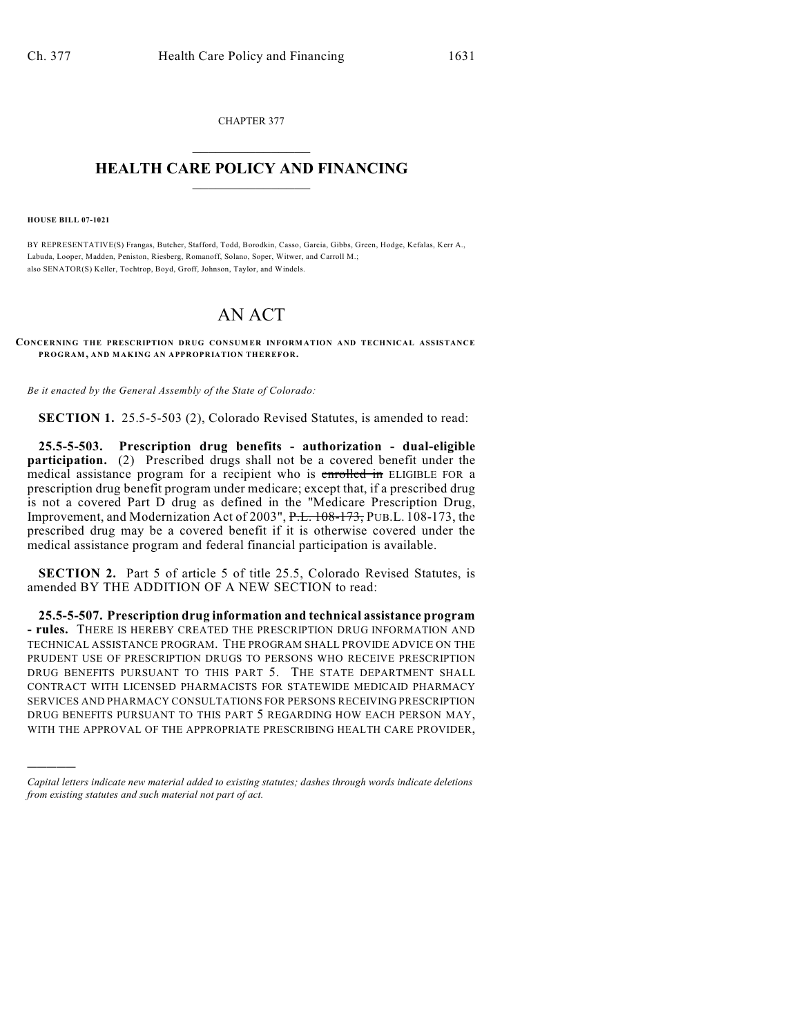CHAPTER 377

# HEALTH CARE POLICY AND FINANCING

**HOUSE BILL 07-1021**

BY REPRESENTATIVE(S) Frangas, Butcher, Stafford, Todd, Borodkin, Casso, Garcia, Gibbs, Green, Hodge, Kefalas, Kerr A., Labuda, Looper, Madden, Peniston, Riesberg, Romanoff, Solano, Soper, Witwer, and Carroll M.;
also SENATOR(S) Keller, Tochtrop, Boyd, Groff, Johnson, Taylor, and Windels.

# AN ACT

**CONCERNING THE PRESCRIPTION DRUG CONSUMER INFORMATION AND TECHNICAL ASSISTANCE PROGRAM, AND MAKING AN APPROPRIATION THEREFOR.**

*Be it enacted by the General Assembly of the State of Colorado:*

**SECTION 1.** 25.5-5-503 (2), Colorado Revised Statutes, is amended to read:

**25.5-5-503. Prescription drug benefits - authorization - dual-eligible participation.** (2) Prescribed drugs shall not be a covered benefit under the medical assistance program for a recipient who is ~~enrolled in~~ ELIGIBLE FOR a prescription drug benefit program under medicare; except that, if a prescribed drug is not a covered Part D drug as defined in the "Medicare Prescription Drug, Improvement, and Modernization Act of 2003", ~~P.L. 108-173,~~ PUB.L. 108-173, the prescribed drug may be a covered benefit if it is otherwise covered under the medical assistance program and federal financial participation is available.

**SECTION 2.** Part 5 of article 5 of title 25.5, Colorado Revised Statutes, is amended BY THE ADDITION OF A NEW SECTION to read:

**25.5-5-507. Prescription drug information and technical assistance program - rules.** THERE IS HEREBY CREATED THE PRESCRIPTION DRUG INFORMATION AND TECHNICAL ASSISTANCE PROGRAM. THE PROGRAM SHALL PROVIDE ADVICE ON THE PRUDENT USE OF PRESCRIPTION DRUGS TO PERSONS WHO RECEIVE PRESCRIPTION DRUG BENEFITS PURSUANT TO THIS PART 5. THE STATE DEPARTMENT SHALL CONTRACT WITH LICENSED PHARMACISTS FOR STATEWIDE MEDICAID PHARMACY SERVICES AND PHARMACY CONSULTATIONS FOR PERSONS RECEIVING PRESCRIPTION DRUG BENEFITS PURSUANT TO THIS PART 5 REGARDING HOW EACH PERSON MAY, WITH THE APPROVAL OF THE APPROPRIATE PRESCRIBING HEALTH CARE PROVIDER,

---

*Capital letters indicate new material added to existing statutes; dashes through words indicate deletions from existing statutes and such material not part of act.*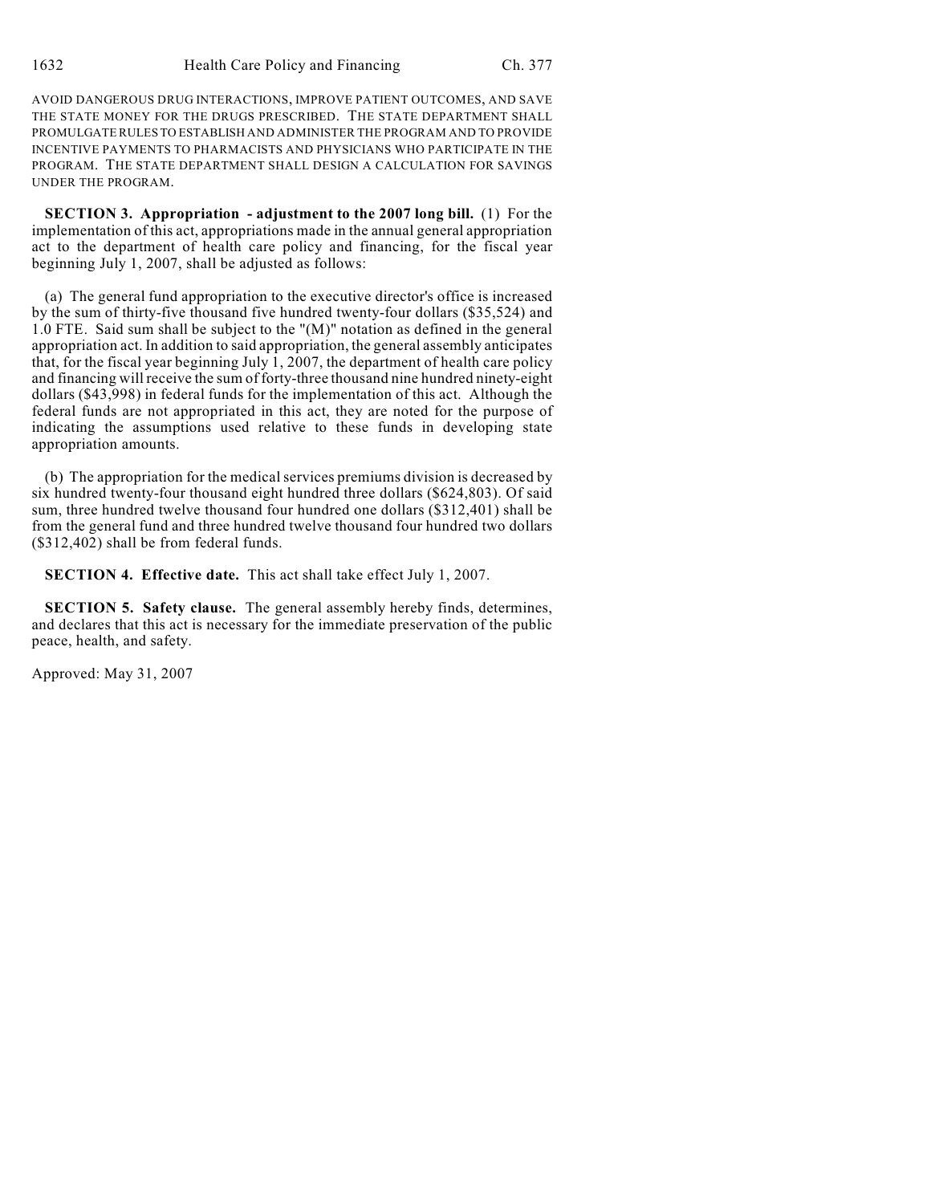AVOID DANGEROUS DRUG INTERACTIONS, IMPROVE PATIENT OUTCOMES, AND SAVE THE STATE MONEY FOR THE DRUGS PRESCRIBED. THE STATE DEPARTMENT SHALL PROMULGATE RULES TO ESTABLISH AND ADMINISTER THE PROGRAM AND TO PROVIDE INCENTIVE PAYMENTS TO PHARMACISTS AND PHYSICIANS WHO PARTICIPATE IN THE PROGRAM. THE STATE DEPARTMENT SHALL DESIGN A CALCULATION FOR SAVINGS UNDER THE PROGRAM.

**SECTION 3. Appropriation - adjustment to the 2007 long bill.** (1) For the implementation of this act, appropriations made in the annual general appropriation act to the department of health care policy and financing, for the fiscal year beginning July 1, 2007, shall be adjusted as follows:

(a) The general fund appropriation to the executive director's office is increased by the sum of thirty-five thousand five hundred twenty-four dollars ($35,524) and 1.0 FTE. Said sum shall be subject to the "(M)" notation as defined in the general appropriation act. In addition to said appropriation, the general assembly anticipates that, for the fiscal year beginning July 1, 2007, the department of health care policy and financing will receive the sum of forty-three thousand nine hundred ninety-eight dollars ($43,998) in federal funds for the implementation of this act. Although the federal funds are not appropriated in this act, they are noted for the purpose of indicating the assumptions used relative to these funds in developing state appropriation amounts.

(b) The appropriation for the medical services premiums division is decreased by six hundred twenty-four thousand eight hundred three dollars ($624,803). Of said sum, three hundred twelve thousand four hundred one dollars ($312,401) shall be from the general fund and three hundred twelve thousand four hundred two dollars ($312,402) shall be from federal funds.

**SECTION 4. Effective date.** This act shall take effect July 1, 2007.

**SECTION 5. Safety clause.** The general assembly hereby finds, determines, and declares that this act is necessary for the immediate preservation of the public peace, health, and safety.

Approved: May 31, 2007